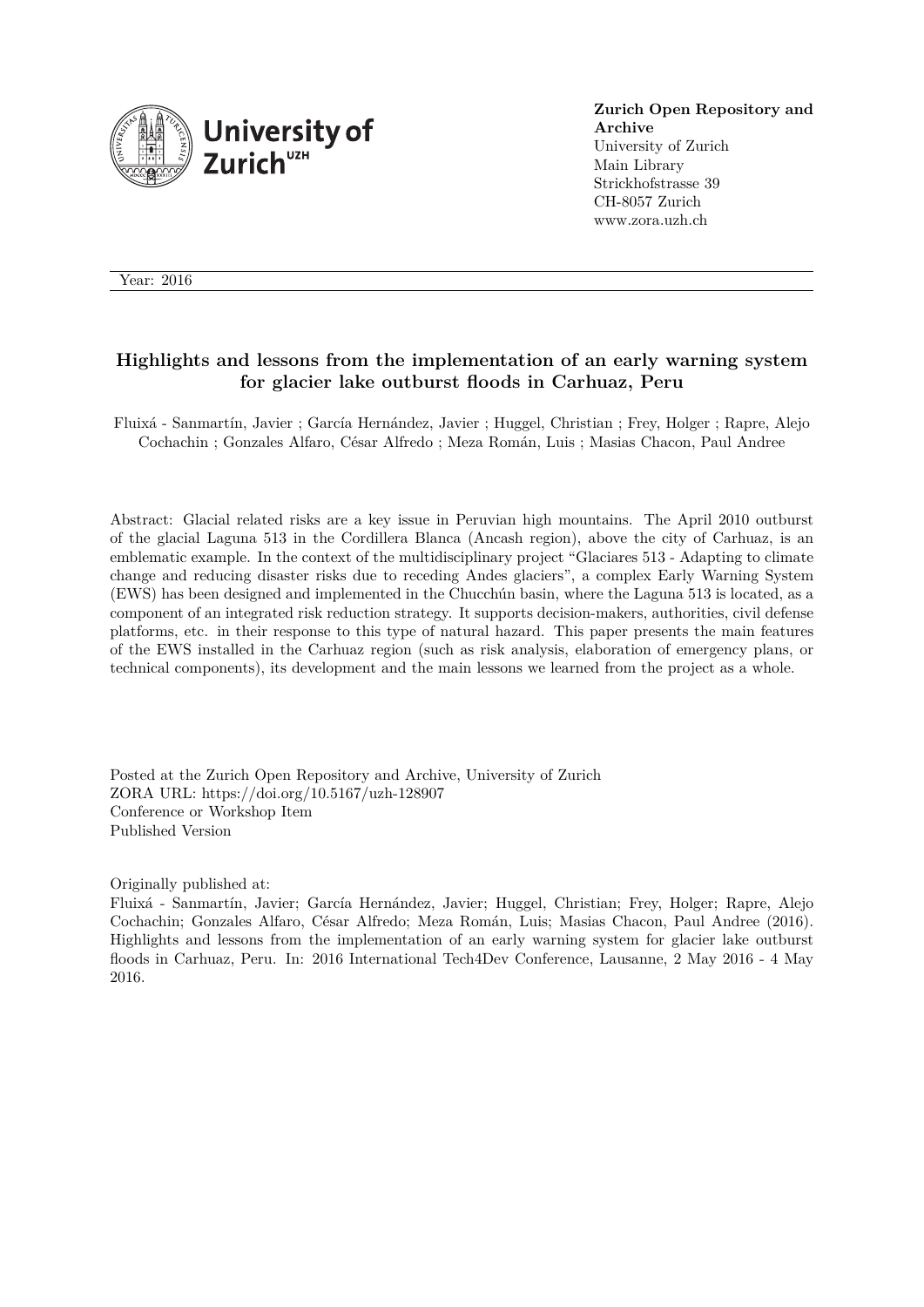**Zurich Open Repository and Archive**
University of Zurich
Main Library
Strickhofstrasse 39
CH-8057 Zurich
www.zora.uzh.ch

Year: 2016

# Highlights and lessons from the implementation of an early warning system for glacier lake outburst floods in Carhuaz, Peru

Fluixá - Sanmartín, Javier ; García Hernández, Javier ; Huggel, Christian ; Frey, Holger ; Rapre, Alejo Cochachin ; Gonzales Alfaro, César Alfredo ; Meza Román, Luis ; Masias Chacon, Paul Andree

Abstract: Glacial related risks are a key issue in Peruvian high mountains. The April 2010 outburst of the glacial Laguna 513 in the Cordillera Blanca (Ancash region), above the city of Carhuaz, is an emblematic example. In the context of the multidisciplinary project "Glaciares 513 - Adapting to climate change and reducing disaster risks due to receding Andes glaciers", a complex Early Warning System (EWS) has been designed and implemented in the Chucchún basin, where the Laguna 513 is located, as a component of an integrated risk reduction strategy. It supports decision-makers, authorities, civil defense platforms, etc. in their response to this type of natural hazard. This paper presents the main features of the EWS installed in the Carhuaz region (such as risk analysis, elaboration of emergency plans, or technical components), its development and the main lessons we learned from the project as a whole.

Posted at the Zurich Open Repository and Archive, University of Zurich
ZORA URL: https://doi.org/10.5167/uzh-128907
Conference or Workshop Item
Published Version

Originally published at:
Fluixá - Sanmartín, Javier; García Hernández, Javier; Huggel, Christian; Frey, Holger; Rapre, Alejo Cochachin; Gonzales Alfaro, César Alfredo; Meza Román, Luis; Masias Chacon, Paul Andree (2016). Highlights and lessons from the implementation of an early warning system for glacier lake outburst floods in Carhuaz, Peru. In: 2016 International Tech4Dev Conference, Lausanne, 2 May 2016 - 4 May 2016.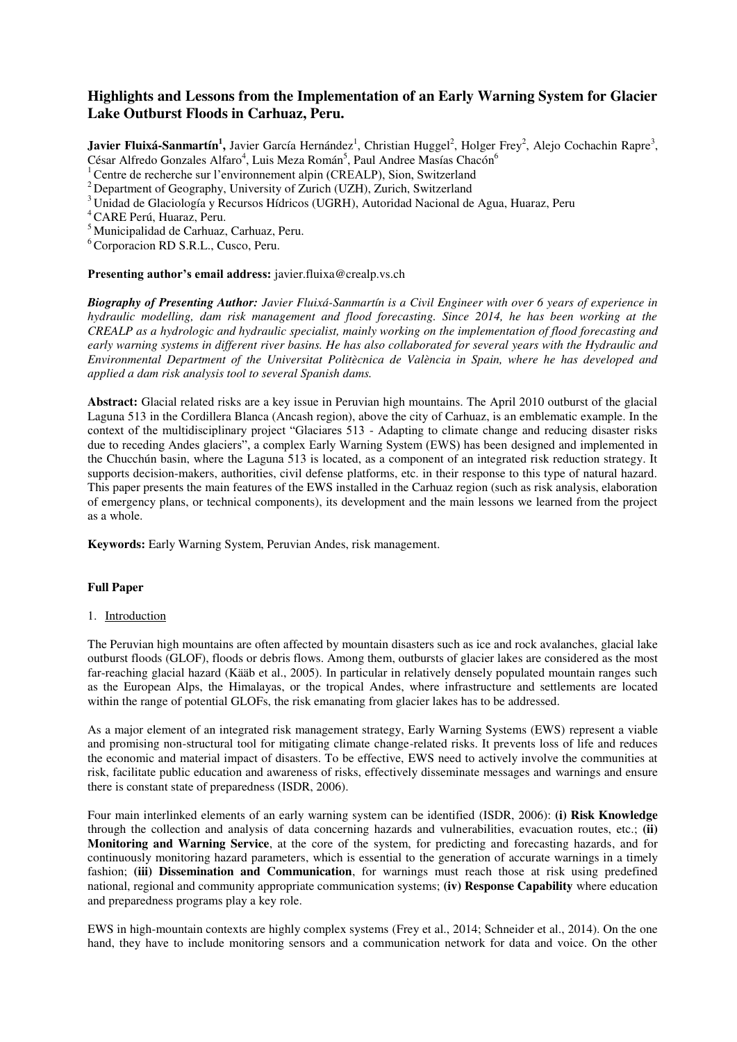# Highlights and Lessons from the Implementation of an Early Warning System for Glacier Lake Outburst Floods in Carhuaz, Peru.

**Javier Fluixá-Sanmartín[1],** Javier García Hernández[1], Christian Huggel[2], Holger Frey[2], Alejo Cochachin Rapre[3], César Alfredo Gonzales Alfaro[4], Luis Meza Román[5], Paul Andree Masías Chacón[6]

[1] Centre de recherche sur l'environnement alpin (CREALP), Sion, Switzerland
[2] Department of Geography, University of Zurich (UZH), Zurich, Switzerland
[3] Unidad de Glaciología y Recursos Hídricos (UGRH), Autoridad Nacional de Agua, Huaraz, Peru
[4] CARE Perú, Huaraz, Peru.
[5] Municipalidad de Carhuaz, Carhuaz, Peru.
[6] Corporacion RD S.R.L., Cusco, Peru.

**Presenting author's email address:** javier.fluixa@crealp.vs.ch

***Biography of Presenting Author:*** *Javier Fluixá-Sanmartín is a Civil Engineer with over 6 years of experience in hydraulic modelling, dam risk management and flood forecasting. Since 2014, he has been working at the CREALP as a hydrologic and hydraulic specialist, mainly working on the implementation of flood forecasting and early warning systems in different river basins. He has also collaborated for several years with the Hydraulic and Environmental Department of the Universitat Politècnica de València in Spain, where he has developed and applied a dam risk analysis tool to several Spanish dams.*

**Abstract:** Glacial related risks are a key issue in Peruvian high mountains. The April 2010 outburst of the glacial Laguna 513 in the Cordillera Blanca (Ancash region), above the city of Carhuaz, is an emblematic example. In the context of the multidisciplinary project "Glaciares 513 - Adapting to climate change and reducing disaster risks due to receding Andes glaciers", a complex Early Warning System (EWS) has been designed and implemented in the Chucchún basin, where the Laguna 513 is located, as a component of an integrated risk reduction strategy. It supports decision-makers, authorities, civil defense platforms, etc. in their response to this type of natural hazard. This paper presents the main features of the EWS installed in the Carhuaz region (such as risk analysis, elaboration of emergency plans, or technical components), its development and the main lessons we learned from the project as a whole.

**Keywords:** Early Warning System, Peruvian Andes, risk management.

## Full Paper

### 1. Introduction

The Peruvian high mountains are often affected by mountain disasters such as ice and rock avalanches, glacial lake outburst floods (GLOF), floods or debris flows. Among them, outbursts of glacier lakes are considered as the most far-reaching glacial hazard (Kääb et al., 2005). In particular in relatively densely populated mountain ranges such as the European Alps, the Himalayas, or the tropical Andes, where infrastructure and settlements are located within the range of potential GLOFs, the risk emanating from glacier lakes has to be addressed.

As a major element of an integrated risk management strategy, Early Warning Systems (EWS) represent a viable and promising non-structural tool for mitigating climate change-related risks. It prevents loss of life and reduces the economic and material impact of disasters. To be effective, EWS need to actively involve the communities at risk, facilitate public education and awareness of risks, effectively disseminate messages and warnings and ensure there is constant state of preparedness (ISDR, 2006).

Four main interlinked elements of an early warning system can be identified (ISDR, 2006): **(i) Risk Knowledge** through the collection and analysis of data concerning hazards and vulnerabilities, evacuation routes, etc.; **(ii) Monitoring and Warning Service**, at the core of the system, for predicting and forecasting hazards, and for continuously monitoring hazard parameters, which is essential to the generation of accurate warnings in a timely fashion; **(iii) Dissemination and Communication**, for warnings must reach those at risk using predefined national, regional and community appropriate communication systems; **(iv) Response Capability** where education and preparedness programs play a key role.

EWS in high-mountain contexts are highly complex systems (Frey et al., 2014; Schneider et al., 2014). On the one hand, they have to include monitoring sensors and a communication network for data and voice. On the other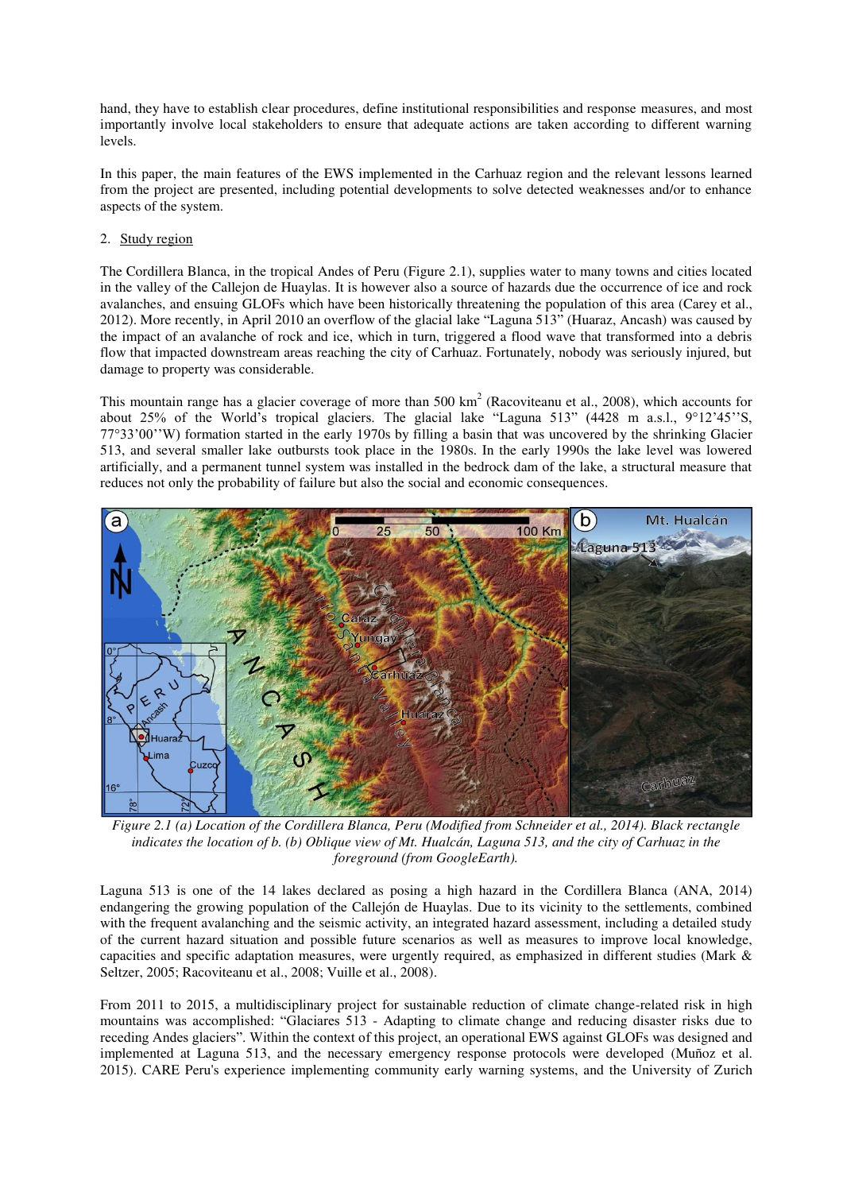hand, they have to establish clear procedures, define institutional responsibilities and response measures, and most importantly involve local stakeholders to ensure that adequate actions are taken according to different warning levels.

In this paper, the main features of the EWS implemented in the Carhuaz region and the relevant lessons learned from the project are presented, including potential developments to solve detected weaknesses and/or to enhance aspects of the system.

## 2. Study region

The Cordillera Blanca, in the tropical Andes of Peru (Figure 2.1), supplies water to many towns and cities located in the valley of the Callejon de Huaylas. It is however also a source of hazards due the occurrence of ice and rock avalanches, and ensuing GLOFs which have been historically threatening the population of this area (Carey et al., 2012). More recently, in April 2010 an overflow of the glacial lake "Laguna 513" (Huaraz, Ancash) was caused by the impact of an avalanche of rock and ice, which in turn, triggered a flood wave that transformed into a debris flow that impacted downstream areas reaching the city of Carhuaz. Fortunately, nobody was seriously injured, but damage to property was considerable.

This mountain range has a glacier coverage of more than 500 km$^2$ (Racoviteanu et al., 2008), which accounts for about 25% of the World's tropical glaciers. The glacial lake "Laguna 513" (4428 m a.s.l., 9°12'45''S, 77°33'00''W) formation started in the early 1970s by filling a basin that was uncovered by the shrinking Glacier 513, and several smaller lake outbursts took place in the 1980s. In the early 1990s the lake level was lowered artificially, and a permanent tunnel system was installed in the bedrock dam of the lake, a structural measure that reduces not only the probability of failure but also the social and economic consequences.

*Figure 2.1 (a) Location of the Cordillera Blanca, Peru (Modified from Schneider et al., 2014). Black rectangle indicates the location of b. (b) Oblique view of Mt. Hualcán, Laguna 513, and the city of Carhuaz in the foreground (from GoogleEarth).*

Laguna 513 is one of the 14 lakes declared as posing a high hazard in the Cordillera Blanca (ANA, 2014) endangering the growing population of the Callejón de Huaylas. Due to its vicinity to the settlements, combined with the frequent avalanching and the seismic activity, an integrated hazard assessment, including a detailed study of the current hazard situation and possible future scenarios as well as measures to improve local knowledge, capacities and specific adaptation measures, were urgently required, as emphasized in different studies (Mark & Seltzer, 2005; Racoviteanu et al., 2008; Vuille et al., 2008).

From 2011 to 2015, a multidisciplinary project for sustainable reduction of climate change-related risk in high mountains was accomplished: "Glaciares 513 - Adapting to climate change and reducing disaster risks due to receding Andes glaciers". Within the context of this project, an operational EWS against GLOFs was designed and implemented at Laguna 513, and the necessary emergency response protocols were developed (Muñoz et al. 2015). CARE Peru's experience implementing community early warning systems, and the University of Zurich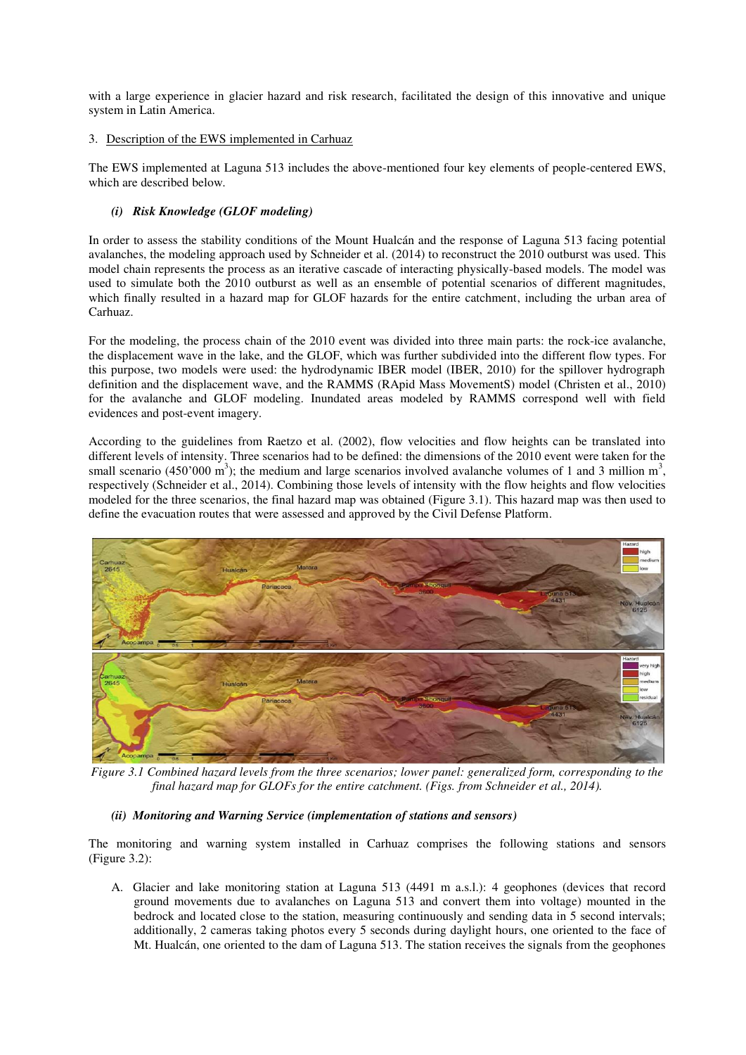with a large experience in glacier hazard and risk research, facilitated the design of this innovative and unique system in Latin America.

3. Description of the EWS implemented in Carhuaz

The EWS implemented at Laguna 513 includes the above-mentioned four key elements of people-centered EWS, which are described below.

*(i) Risk Knowledge (GLOF modeling)*

In order to assess the stability conditions of the Mount Hualcán and the response of Laguna 513 facing potential avalanches, the modeling approach used by Schneider et al. (2014) to reconstruct the 2010 outburst was used. This model chain represents the process as an iterative cascade of interacting physically-based models. The model was used to simulate both the 2010 outburst as well as an ensemble of potential scenarios of different magnitudes, which finally resulted in a hazard map for GLOF hazards for the entire catchment, including the urban area of Carhuaz.

For the modeling, the process chain of the 2010 event was divided into three main parts: the rock-ice avalanche, the displacement wave in the lake, and the GLOF, which was further subdivided into the different flow types. For this purpose, two models were used: the hydrodynamic IBER model (IBER, 2010) for the spillover hydrograph definition and the displacement wave, and the RAMMS (RApid Mass MovementS) model (Christen et al., 2010) for the avalanche and GLOF modeling. Inundated areas modeled by RAMMS correspond well with field evidences and post-event imagery.

According to the guidelines from Raetzo et al. (2002), flow velocities and flow heights can be translated into different levels of intensity. Three scenarios had to be defined: the dimensions of the 2010 event were taken for the small scenario (450'000 $m^3$); the medium and large scenarios involved avalanche volumes of 1 and 3 million $m^3$, respectively (Schneider et al., 2014). Combining those levels of intensity with the flow heights and flow velocities modeled for the three scenarios, the final hazard map was obtained (Figure 3.1). This hazard map was then used to define the evacuation routes that were assessed and approved by the Civil Defense Platform.

*Figure 3.1 Combined hazard levels from the three scenarios; lower panel: generalized form, corresponding to the final hazard map for GLOFs for the entire catchment. (Figs. from Schneider et al., 2014).*

*(ii) Monitoring and Warning Service (implementation of stations and sensors)*

The monitoring and warning system installed in Carhuaz comprises the following stations and sensors (Figure 3.2):

A. Glacier and lake monitoring station at Laguna 513 (4491 m a.s.l.): 4 geophones (devices that record ground movements due to avalanches on Laguna 513 and convert them into voltage) mounted in the bedrock and located close to the station, measuring continuously and sending data in 5 second intervals; additionally, 2 cameras taking photos every 5 seconds during daylight hours, one oriented to the face of Mt. Hualcán, one oriented to the dam of Laguna 513. The station receives the signals from the geophones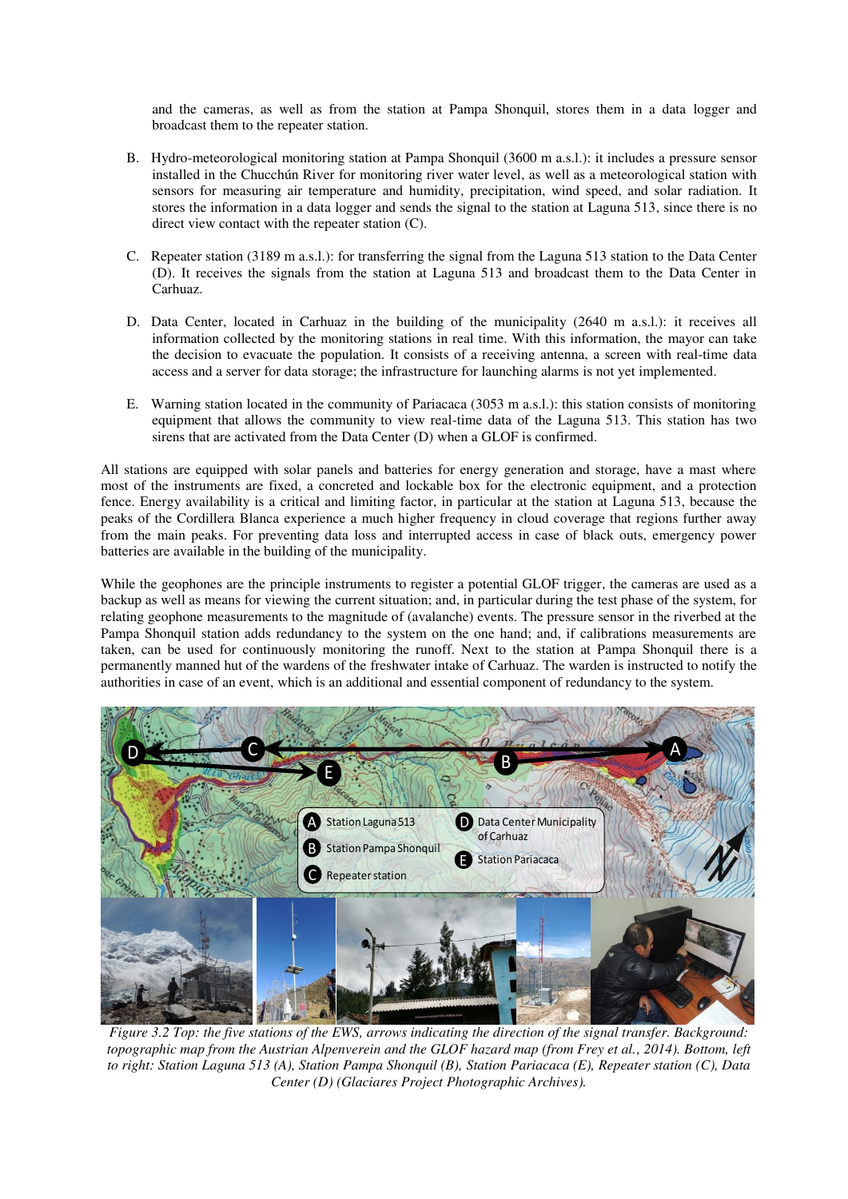and the cameras, as well as from the station at Pampa Shonquil, stores them in a data logger and broadcast them to the repeater station.

B. Hydro-meteorological monitoring station at Pampa Shonquil (3600 m a.s.l.): it includes a pressure sensor installed in the Chucchún River for monitoring river water level, as well as a meteorological station with sensors for measuring air temperature and humidity, precipitation, wind speed, and solar radiation. It stores the information in a data logger and sends the signal to the station at Laguna 513, since there is no direct view contact with the repeater station (C).

C. Repeater station (3189 m a.s.l.): for transferring the signal from the Laguna 513 station to the Data Center (D). It receives the signals from the station at Laguna 513 and broadcast them to the Data Center in Carhuaz.

D. Data Center, located in Carhuaz in the building of the municipality (2640 m a.s.l.): it receives all information collected by the monitoring stations in real time. With this information, the mayor can take the decision to evacuate the population. It consists of a receiving antenna, a screen with real-time data access and a server for data storage; the infrastructure for launching alarms is not yet implemented.

E. Warning station located in the community of Pariacaca (3053 m a.s.l.): this station consists of monitoring equipment that allows the community to view real-time data of the Laguna 513. This station has two sirens that are activated from the Data Center (D) when a GLOF is confirmed.

All stations are equipped with solar panels and batteries for energy generation and storage, have a mast where most of the instruments are fixed, a concreted and lockable box for the electronic equipment, and a protection fence. Energy availability is a critical and limiting factor, in particular at the station at Laguna 513, because the peaks of the Cordillera Blanca experience a much higher frequency in cloud coverage that regions further away from the main peaks. For preventing data loss and interrupted access in case of black outs, emergency power batteries are available in the building of the municipality.

While the geophones are the principle instruments to register a potential GLOF trigger, the cameras are used as a backup as well as means for viewing the current situation; and, in particular during the test phase of the system, for relating geophone measurements to the magnitude of (avalanche) events. The pressure sensor in the riverbed at the Pampa Shonquil station adds redundancy to the system on the one hand; and, if calibrations measurements are taken, can be used for continuously monitoring the runoff. Next to the station at Pampa Shonquil there is a permanently manned hut of the wardens of the freshwater intake of Carhuaz. The warden is instructed to notify the authorities in case of an event, which is an additional and essential component of redundancy to the system.

*Figure 3.2 Top: the five stations of the EWS, arrows indicating the direction of the signal transfer. Background: topographic map from the Austrian Alpenverein and the GLOF hazard map (from Frey et al., 2014). Bottom, left to right: Station Laguna 513 (A), Station Pampa Shonquil (B), Station Pariacaca (E), Repeater station (C), Data Center (D) (Glaciares Project Photographic Archives).*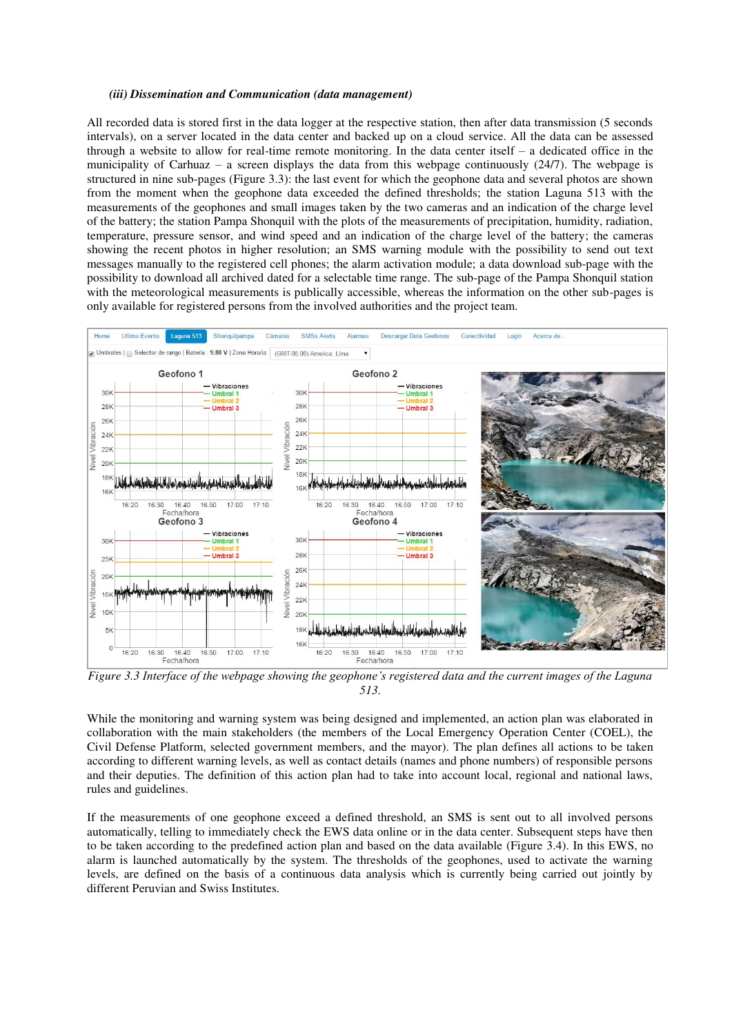*(iii) Dissemination and Communication (data management)*

All recorded data is stored first in the data logger at the respective station, then after data transmission (5 seconds intervals), on a server located in the data center and backed up on a cloud service. All the data can be assessed through a website to allow for real-time remote monitoring. In the data center itself – a dedicated office in the municipality of Carhuaz – a screen displays the data from this webpage continuously (24/7). The webpage is structured in nine sub-pages (Figure 3.3): the last event for which the geophone data and several photos are shown from the moment when the geophone data exceeded the defined thresholds; the station Laguna 513 with the measurements of the geophones and small images taken by the two cameras and an indication of the charge level of the battery; the station Pampa Shonquil with the plots of the measurements of precipitation, humidity, radiation, temperature, pressure sensor, and wind speed and an indication of the charge level of the battery; the cameras showing the recent photos in higher resolution; an SMS warning module with the possibility to send out text messages manually to the registered cell phones; the alarm activation module; a data download sub-page with the possibility to download all archived dated for a selectable time range. The sub-page of the Pampa Shonquil station with the meteorological measurements is publically accessible, whereas the information on the other sub-pages is only available for registered persons from the involved authorities and the project team.

*Figure 3.3 Interface of the webpage showing the geophone's registered data and the current images of the Laguna 513.*

While the monitoring and warning system was being designed and implemented, an action plan was elaborated in collaboration with the main stakeholders (the members of the Local Emergency Operation Center (COEL), the Civil Defense Platform, selected government members, and the mayor). The plan defines all actions to be taken according to different warning levels, as well as contact details (names and phone numbers) of responsible persons and their deputies. The definition of this action plan had to take into account local, regional and national laws, rules and guidelines.

If the measurements of one geophone exceed a defined threshold, an SMS is sent out to all involved persons automatically, telling to immediately check the EWS data online or in the data center. Subsequent steps have then to be taken according to the predefined action plan and based on the data available (Figure 3.4). In this EWS, no alarm is launched automatically by the system. The thresholds of the geophones, used to activate the warning levels, are defined on the basis of a continuous data analysis which is currently being carried out jointly by different Peruvian and Swiss Institutes.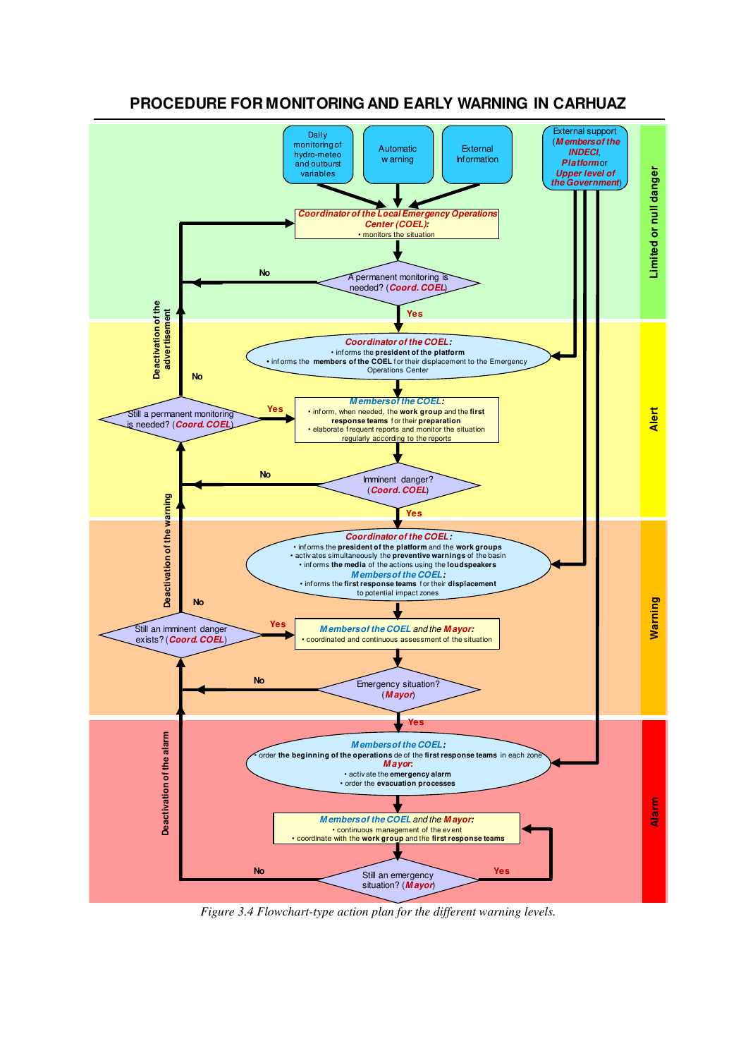## PROCEDURE FOR MONITORING AND EARLY WARNING IN CARHUAZ

**Limited or null danger**

- Daily monitoring of hydro-meteo and outburst variables
- Automatic warning
- External Information
- External support (*Members of the INDECI, Platform* or *Upper level of the Government*)

*Coordinator of the Local Emergency Operations Center (COEL):*
- monitors the situation

A permanent monitoring is needed? (*Coord. COEL*) — No: return to monitoring; Yes: continue.

**Alert**

*Coordinator of the COEL:*
- informs the **president of the platform**
- informs the **members of the COEL** for their displacement to the Emergency Operations Center

*Members of the COEL:*
- inform, when needed, the **work group** and the **first response teams** for their **preparation**
- elaborate frequent reports and monitor the situation regularly according to the reports

Still a permanent monitoring is needed? (*Coord. COEL*) — Yes: continue reports; No: Deactivation of the advertisement.

Imminent danger? (*Coord. COEL*) — No / Yes

**Warning**

*Coordinator of the COEL:*
- informs the **president of the platform** and the **work groups**
- activates simultaneously the **preventive warnings** of the basin
- informs **the media** of the actions using the **loudspeakers**

*Members of the COEL:*
- informs the **first response teams** for their **displacement** to potential impact zones

*Members of the COEL* and the *Mayor:*
- coordinated and continuous assessment of the situation

Still an imminent danger exists? (*Coord. COEL*) — Yes: continue assessment; No: Deactivation of the warning.

Emergency situation? (*Mayor*) — No / Yes

**Alarm**

*Members of the COEL:*
- order **the beginning of the operations** de of the **first response teams** in each zone

*Mayor:*
- activate the **emergency alarm**
- order the **evacuation processes**

*Members of the COEL* and the *Mayor:*
- continuous management of the event
- coordinate with the **work group** and the **first response teams**

Still an emergency situation? (*Mayor*) — Yes: continue management; No: Deactivation of the alarm.

*Figure 3.4 Flowchart-type action plan for the different warning levels.*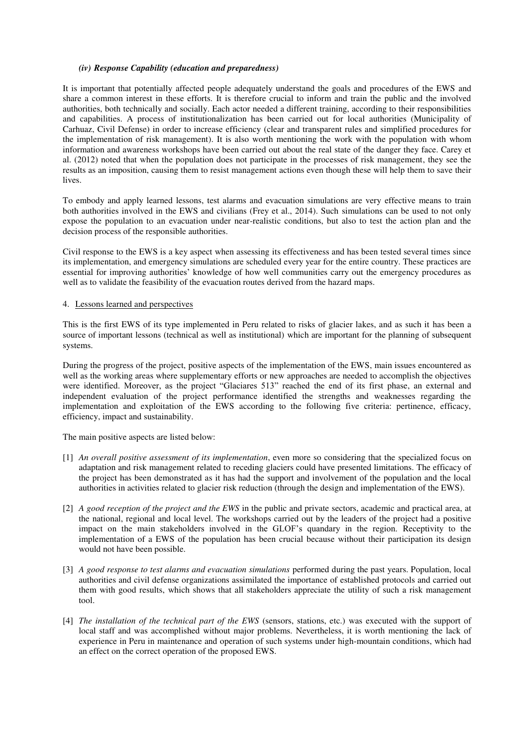### *(iv) Response Capability (education and preparedness)*

It is important that potentially affected people adequately understand the goals and procedures of the EWS and share a common interest in these efforts. It is therefore crucial to inform and train the public and the involved authorities, both technically and socially. Each actor needed a different training, according to their responsibilities and capabilities. A process of institutionalization has been carried out for local authorities (Municipality of Carhuaz, Civil Defense) in order to increase efficiency (clear and transparent rules and simplified procedures for the implementation of risk management). It is also worth mentioning the work with the population with whom information and awareness workshops have been carried out about the real state of the danger they face. Carey et al. (2012) noted that when the population does not participate in the processes of risk management, they see the results as an imposition, causing them to resist management actions even though these will help them to save their lives.

To embody and apply learned lessons, test alarms and evacuation simulations are very effective means to train both authorities involved in the EWS and civilians (Frey et al., 2014). Such simulations can be used to not only expose the population to an evacuation under near-realistic conditions, but also to test the action plan and the decision process of the responsible authorities.

Civil response to the EWS is a key aspect when assessing its effectiveness and has been tested several times since its implementation, and emergency simulations are scheduled every year for the entire country. These practices are essential for improving authorities' knowledge of how well communities carry out the emergency procedures as well as to validate the feasibility of the evacuation routes derived from the hazard maps.

## 4. Lessons learned and perspectives

This is the first EWS of its type implemented in Peru related to risks of glacier lakes, and as such it has been a source of important lessons (technical as well as institutional) which are important for the planning of subsequent systems.

During the progress of the project, positive aspects of the implementation of the EWS, main issues encountered as well as the working areas where supplementary efforts or new approaches are needed to accomplish the objectives were identified. Moreover, as the project "Glaciares 513" reached the end of its first phase, an external and independent evaluation of the project performance identified the strengths and weaknesses regarding the implementation and exploitation of the EWS according to the following five criteria: pertinence, efficacy, efficiency, impact and sustainability.

The main positive aspects are listed below:

[1] *An overall positive assessment of its implementation*, even more so considering that the specialized focus on adaptation and risk management related to receding glaciers could have presented limitations. The efficacy of the project has been demonstrated as it has had the support and involvement of the population and the local authorities in activities related to glacier risk reduction (through the design and implementation of the EWS).

[2] *A good reception of the project and the EWS* in the public and private sectors, academic and practical area, at the national, regional and local level. The workshops carried out by the leaders of the project had a positive impact on the main stakeholders involved in the GLOF's quandary in the region. Receptivity to the implementation of a EWS of the population has been crucial because without their participation its design would not have been possible.

[3] *A good response to test alarms and evacuation simulations* performed during the past years. Population, local authorities and civil defense organizations assimilated the importance of established protocols and carried out them with good results, which shows that all stakeholders appreciate the utility of such a risk management tool.

[4] *The installation of the technical part of the EWS* (sensors, stations, etc.) was executed with the support of local staff and was accomplished without major problems. Nevertheless, it is worth mentioning the lack of experience in Peru in maintenance and operation of such systems under high-mountain conditions, which had an effect on the correct operation of the proposed EWS.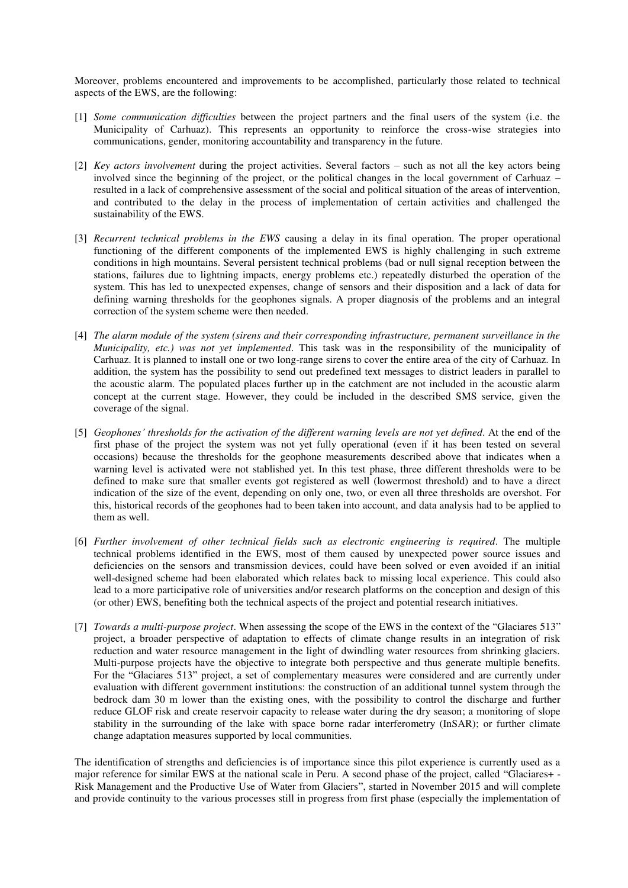Moreover, problems encountered and improvements to be accomplished, particularly those related to technical aspects of the EWS, are the following:

[1] *Some communication difficulties* between the project partners and the final users of the system (i.e. the Municipality of Carhuaz). This represents an opportunity to reinforce the cross-wise strategies into communications, gender, monitoring accountability and transparency in the future.

[2] *Key actors involvement* during the project activities. Several factors – such as not all the key actors being involved since the beginning of the project, or the political changes in the local government of Carhuaz – resulted in a lack of comprehensive assessment of the social and political situation of the areas of intervention, and contributed to the delay in the process of implementation of certain activities and challenged the sustainability of the EWS.

[3] *Recurrent technical problems in the EWS* causing a delay in its final operation. The proper operational functioning of the different components of the implemented EWS is highly challenging in such extreme conditions in high mountains. Several persistent technical problems (bad or null signal reception between the stations, failures due to lightning impacts, energy problems etc.) repeatedly disturbed the operation of the system. This has led to unexpected expenses, change of sensors and their disposition and a lack of data for defining warning thresholds for the geophones signals. A proper diagnosis of the problems and an integral correction of the system scheme were then needed.

[4] *The alarm module of the system (sirens and their corresponding infrastructure, permanent surveillance in the Municipality, etc.) was not yet implemented*. This task was in the responsibility of the municipality of Carhuaz. It is planned to install one or two long-range sirens to cover the entire area of the city of Carhuaz. In addition, the system has the possibility to send out predefined text messages to district leaders in parallel to the acoustic alarm. The populated places further up in the catchment are not included in the acoustic alarm concept at the current stage. However, they could be included in the described SMS service, given the coverage of the signal.

[5] *Geophones' thresholds for the activation of the different warning levels are not yet defined*. At the end of the first phase of the project the system was not yet fully operational (even if it has been tested on several occasions) because the thresholds for the geophone measurements described above that indicates when a warning level is activated were not stablished yet. In this test phase, three different thresholds were to be defined to make sure that smaller events got registered as well (lowermost threshold) and to have a direct indication of the size of the event, depending on only one, two, or even all three thresholds are overshot. For this, historical records of the geophones had to been taken into account, and data analysis had to be applied to them as well.

[6] *Further involvement of other technical fields such as electronic engineering is required*. The multiple technical problems identified in the EWS, most of them caused by unexpected power source issues and deficiencies on the sensors and transmission devices, could have been solved or even avoided if an initial well-designed scheme had been elaborated which relates back to missing local experience. This could also lead to a more participative role of universities and/or research platforms on the conception and design of this (or other) EWS, benefiting both the technical aspects of the project and potential research initiatives.

[7] *Towards a multi-purpose project*. When assessing the scope of the EWS in the context of the "Glaciares 513" project, a broader perspective of adaptation to effects of climate change results in an integration of risk reduction and water resource management in the light of dwindling water resources from shrinking glaciers. Multi-purpose projects have the objective to integrate both perspective and thus generate multiple benefits. For the "Glaciares 513" project, a set of complementary measures were considered and are currently under evaluation with different government institutions: the construction of an additional tunnel system through the bedrock dam 30 m lower than the existing ones, with the possibility to control the discharge and further reduce GLOF risk and create reservoir capacity to release water during the dry season; a monitoring of slope stability in the surrounding of the lake with space borne radar interferometry (InSAR); or further climate change adaptation measures supported by local communities.

The identification of strengths and deficiencies is of importance since this pilot experience is currently used as a major reference for similar EWS at the national scale in Peru. A second phase of the project, called "Glaciares+ - Risk Management and the Productive Use of Water from Glaciers", started in November 2015 and will complete and provide continuity to the various processes still in progress from first phase (especially the implementation of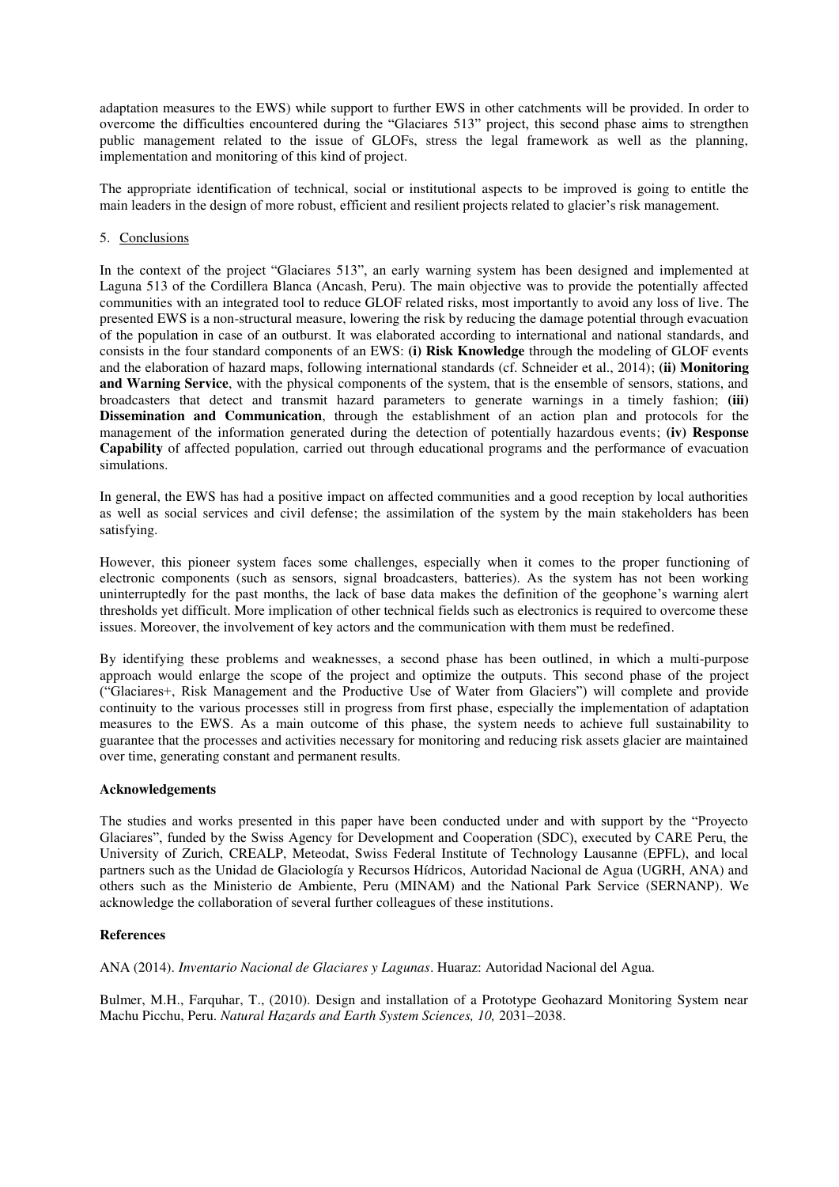adaptation measures to the EWS) while support to further EWS in other catchments will be provided. In order to overcome the difficulties encountered during the "Glaciares 513" project, this second phase aims to strengthen public management related to the issue of GLOFs, stress the legal framework as well as the planning, implementation and monitoring of this kind of project.

The appropriate identification of technical, social or institutional aspects to be improved is going to entitle the main leaders in the design of more robust, efficient and resilient projects related to glacier's risk management.

## 5. Conclusions

In the context of the project "Glaciares 513", an early warning system has been designed and implemented at Laguna 513 of the Cordillera Blanca (Ancash, Peru). The main objective was to provide the potentially affected communities with an integrated tool to reduce GLOF related risks, most importantly to avoid any loss of live. The presented EWS is a non-structural measure, lowering the risk by reducing the damage potential through evacuation of the population in case of an outburst. It was elaborated according to international and national standards, and consists in the four standard components of an EWS: **(i) Risk Knowledge** through the modeling of GLOF events and the elaboration of hazard maps, following international standards (cf. Schneider et al., 2014); **(ii) Monitoring and Warning Service**, with the physical components of the system, that is the ensemble of sensors, stations, and broadcasters that detect and transmit hazard parameters to generate warnings in a timely fashion; **(iii) Dissemination and Communication**, through the establishment of an action plan and protocols for the management of the information generated during the detection of potentially hazardous events; **(iv) Response Capability** of affected population, carried out through educational programs and the performance of evacuation simulations.

In general, the EWS has had a positive impact on affected communities and a good reception by local authorities as well as social services and civil defense; the assimilation of the system by the main stakeholders has been satisfying.

However, this pioneer system faces some challenges, especially when it comes to the proper functioning of electronic components (such as sensors, signal broadcasters, batteries). As the system has not been working uninterruptedly for the past months, the lack of base data makes the definition of the geophone's warning alert thresholds yet difficult. More implication of other technical fields such as electronics is required to overcome these issues. Moreover, the involvement of key actors and the communication with them must be redefined.

By identifying these problems and weaknesses, a second phase has been outlined, in which a multi-purpose approach would enlarge the scope of the project and optimize the outputs. This second phase of the project ("Glaciares+, Risk Management and the Productive Use of Water from Glaciers") will complete and provide continuity to the various processes still in progress from first phase, especially the implementation of adaptation measures to the EWS. As a main outcome of this phase, the system needs to achieve full sustainability to guarantee that the processes and activities necessary for monitoring and reducing risk assets glacier are maintained over time, generating constant and permanent results.

### Acknowledgements

The studies and works presented in this paper have been conducted under and with support by the "Proyecto Glaciares", funded by the Swiss Agency for Development and Cooperation (SDC), executed by CARE Peru, the University of Zurich, CREALP, Meteodat, Swiss Federal Institute of Technology Lausanne (EPFL), and local partners such as the Unidad de Glaciología y Recursos Hídricos, Autoridad Nacional de Agua (UGRH, ANA) and others such as the Ministerio de Ambiente, Peru (MINAM) and the National Park Service (SERNANP). We acknowledge the collaboration of several further colleagues of these institutions.

### References

ANA (2014). *Inventario Nacional de Glaciares y Lagunas*. Huaraz: Autoridad Nacional del Agua.

Bulmer, M.H., Farquhar, T., (2010). Design and installation of a Prototype Geohazard Monitoring System near Machu Picchu, Peru. *Natural Hazards and Earth System Sciences, 10,* 2031–2038.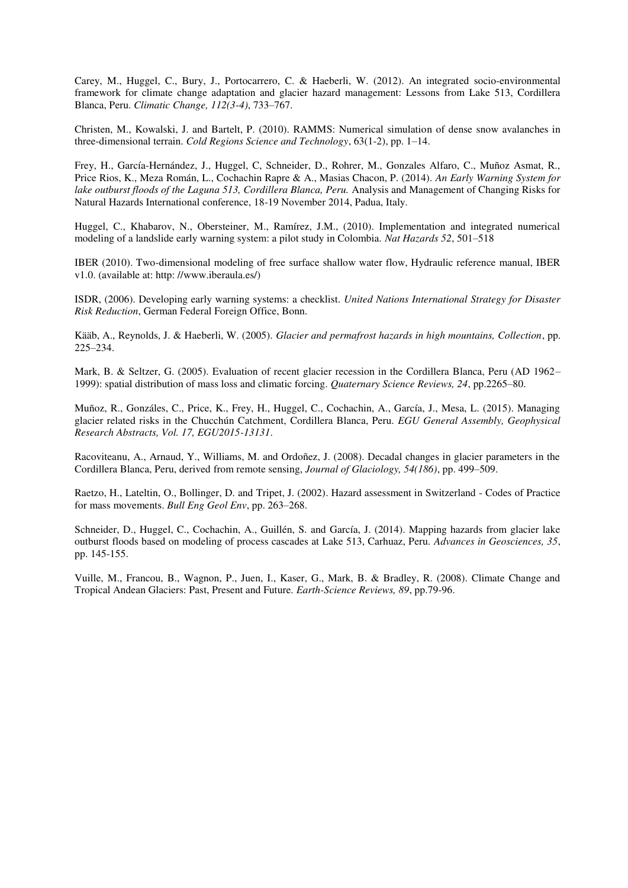Carey, M., Huggel, C., Bury, J., Portocarrero, C. & Haeberli, W. (2012). An integrated socio-environmental framework for climate change adaptation and glacier hazard management: Lessons from Lake 513, Cordillera Blanca, Peru. *Climatic Change, 112(3-4)*, 733–767.

Christen, M., Kowalski, J. and Bartelt, P. (2010). RAMMS: Numerical simulation of dense snow avalanches in three-dimensional terrain. *Cold Regions Science and Technology*, 63(1-2), pp. 1–14.

Frey, H., García-Hernández, J., Huggel, C, Schneider, D., Rohrer, M., Gonzales Alfaro, C., Muñoz Asmat, R., Price Rios, K., Meza Román, L., Cochachin Rapre & A., Masias Chacon, P. (2014). *An Early Warning System for lake outburst floods of the Laguna 513, Cordillera Blanca, Peru.* Analysis and Management of Changing Risks for Natural Hazards International conference, 18-19 November 2014, Padua, Italy.

Huggel, C., Khabarov, N., Obersteiner, M., Ramírez, J.M., (2010). Implementation and integrated numerical modeling of a landslide early warning system: a pilot study in Colombia. *Nat Hazards 52*, 501–518

IBER (2010). Two-dimensional modeling of free surface shallow water flow, Hydraulic reference manual, IBER v1.0. (available at: http: //www.iberaula.es/)

ISDR, (2006). Developing early warning systems: a checklist. *United Nations International Strategy for Disaster Risk Reduction*, German Federal Foreign Office, Bonn.

Kääb, A., Reynolds, J. & Haeberli, W. (2005). *Glacier and permafrost hazards in high mountains, Collection*, pp. 225–234.

Mark, B. & Seltzer, G. (2005). Evaluation of recent glacier recession in the Cordillera Blanca, Peru (AD 1962–1999): spatial distribution of mass loss and climatic forcing. *Quaternary Science Reviews, 24*, pp.2265–80.

Muñoz, R., Gonzáles, C., Price, K., Frey, H., Huggel, C., Cochachin, A., García, J., Mesa, L. (2015). Managing glacier related risks in the Chucchún Catchment, Cordillera Blanca, Peru. *EGU General Assembly, Geophysical Research Abstracts, Vol. 17, EGU2015-13131*.

Racoviteanu, A., Arnaud, Y., Williams, M. and Ordoñez, J. (2008). Decadal changes in glacier parameters in the Cordillera Blanca, Peru, derived from remote sensing, *Journal of Glaciology, 54(186)*, pp. 499–509.

Raetzo, H., Lateltin, O., Bollinger, D. and Tripet, J. (2002). Hazard assessment in Switzerland - Codes of Practice for mass movements. *Bull Eng Geol Env*, pp. 263–268.

Schneider, D., Huggel, C., Cochachin, A., Guillén, S. and García, J. (2014). Mapping hazards from glacier lake outburst floods based on modeling of process cascades at Lake 513, Carhuaz, Peru. *Advances in Geosciences, 35*, pp. 145-155.

Vuille, M., Francou, B., Wagnon, P., Juen, I., Kaser, G., Mark, B. & Bradley, R. (2008). Climate Change and Tropical Andean Glaciers: Past, Present and Future. *Earth-Science Reviews, 89*, pp.79-96.